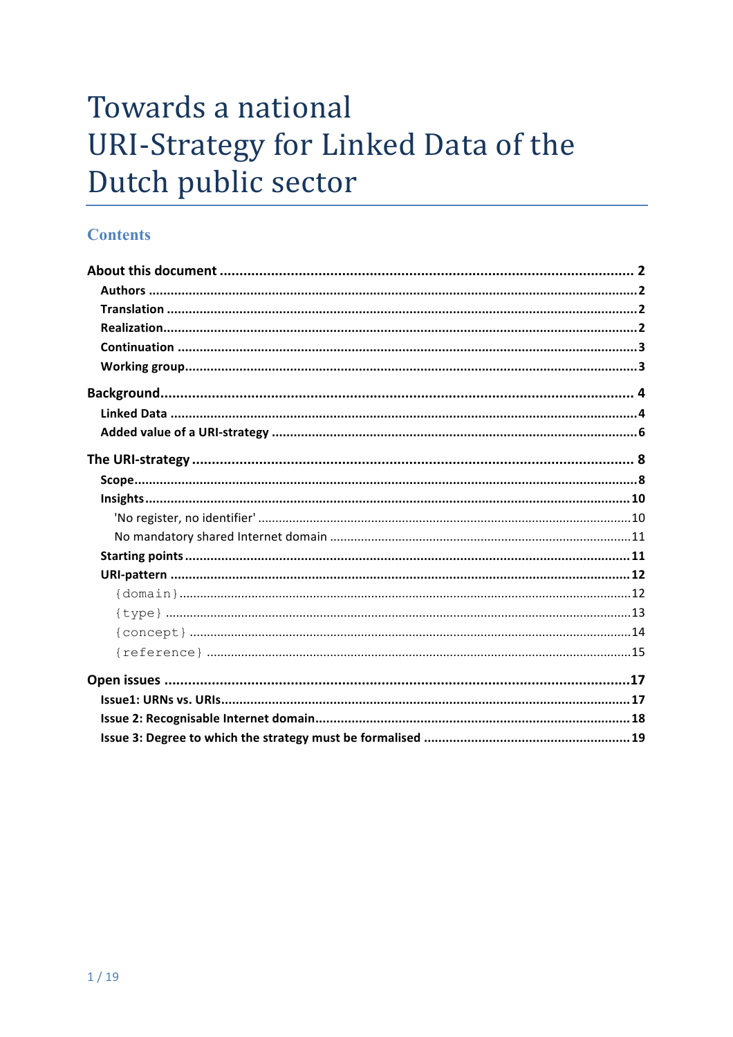# Towards a national URI-Strategy for Linked Data of the Dutch public sector

## Contents

**About this document** .......... 2
- **Authors** .......... 2
- **Translation** .......... 2
- **Realization** .......... 2
- **Continuation** .......... 3
- **Working group** .......... 3

**Background** .......... 4
- **Linked Data** .......... 4
- **Added value of a URI-strategy** .......... 6

**The URI-strategy** .......... 8
- **Scope** .......... 8
- **Insights** .......... 10
  - 'No register, no identifier' .......... 10
  - No mandatory shared Internet domain .......... 11
- **Starting points** .......... 11
- **URI-pattern** .......... 12
  - `{domain}` .......... 12
  - `{type}` .......... 13
  - `{concept}` .......... 14
  - `{reference}` .......... 15

**Open issues** .......... 17
- **Issue1: URNs vs. URIs** .......... 17
- **Issue 2: Recognisable Internet domain** .......... 18
- **Issue 3: Degree to which the strategy must be formalised** .......... 19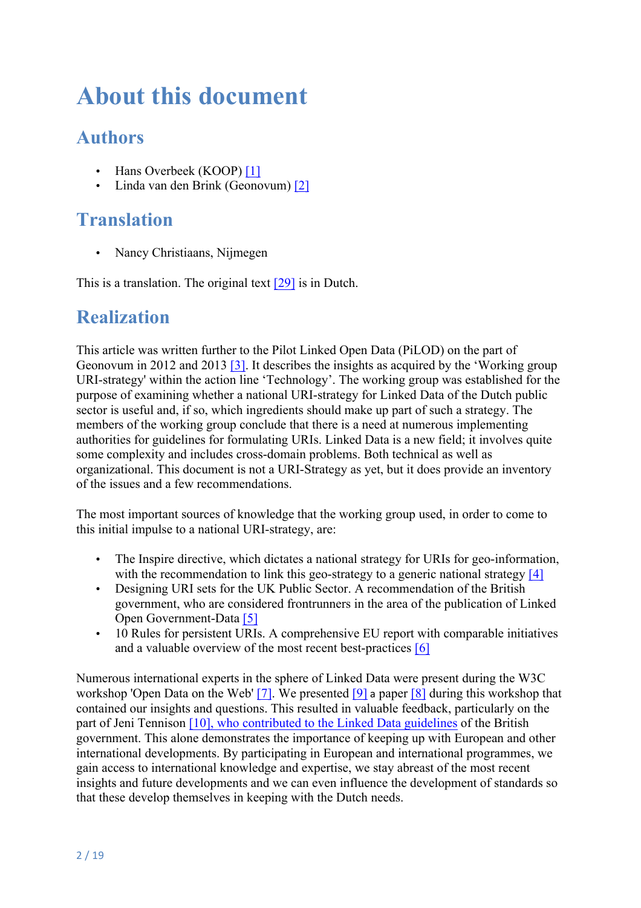# About this document

## Authors

- Hans Overbeek (KOOP) [1]
- Linda van den Brink (Geonovum) [2]

## Translation

- Nancy Christiaans, Nijmegen

This is a translation. The original text [29] is in Dutch.

## Realization

This article was written further to the Pilot Linked Open Data (PiLOD) on the part of Geonovum in 2012 and 2013 [3]. It describes the insights as acquired by the 'Working group URI-strategy' within the action line 'Technology'. The working group was established for the purpose of examining whether a national URI-strategy for Linked Data of the Dutch public sector is useful and, if so, which ingredients should make up part of such a strategy. The members of the working group conclude that there is a need at numerous implementing authorities for guidelines for formulating URIs. Linked Data is a new field; it involves quite some complexity and includes cross-domain problems. Both technical as well as organizational. This document is not a URI-Strategy as yet, but it does provide an inventory of the issues and a few recommendations.

The most important sources of knowledge that the working group used, in order to come to this initial impulse to a national URI-strategy, are:

- The Inspire directive, which dictates a national strategy for URIs for geo-information, with the recommendation to link this geo-strategy to a generic national strategy [4]
- Designing URI sets for the UK Public Sector. A recommendation of the British government, who are considered frontrunners in the area of the publication of Linked Open Government-Data [5]
- 10 Rules for persistent URIs. A comprehensive EU report with comparable initiatives and a valuable overview of the most recent best-practices [6]

Numerous international experts in the sphere of Linked Data were present during the W3C workshop 'Open Data on the Web' [7]. We presented [9] a paper [8] during this workshop that contained our insights and questions. This resulted in valuable feedback, particularly on the part of Jeni Tennison [10], who contributed to the Linked Data guidelines of the British government. This alone demonstrates the importance of keeping up with European and other international developments. By participating in European and international programmes, we gain access to international knowledge and expertise, we stay abreast of the most recent insights and future developments and we can even influence the development of standards so that these develop themselves in keeping with the Dutch needs.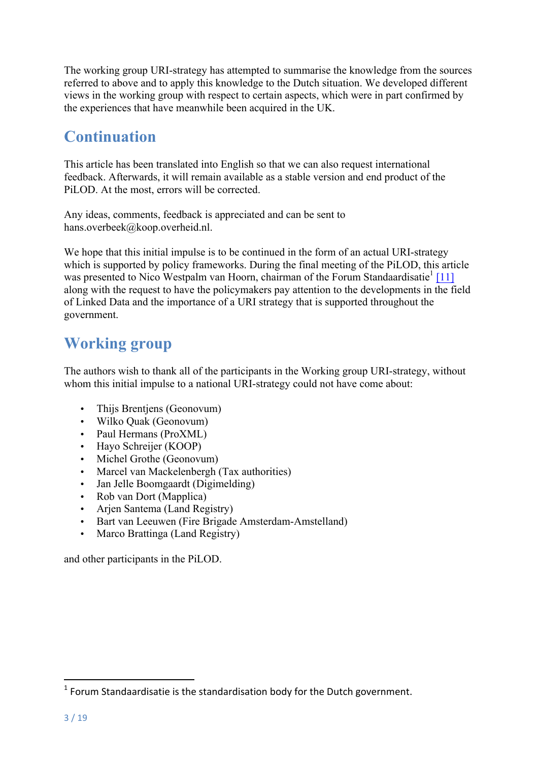The working group URI-strategy has attempted to summarise the knowledge from the sources referred to above and to apply this knowledge to the Dutch situation. We developed different views in the working group with respect to certain aspects, which were in part confirmed by the experiences that have meanwhile been acquired in the UK.

## Continuation

This article has been translated into English so that we can also request international feedback. Afterwards, it will remain available as a stable version and end product of the PiLOD. At the most, errors will be corrected.

Any ideas, comments, feedback is appreciated and can be sent to hans.overbeek@koop.overheid.nl.

We hope that this initial impulse is to be continued in the form of an actual URI-strategy which is supported by policy frameworks. During the final meeting of the PiLOD, this article was presented to Nico Westpalm van Hoorn, chairman of the Forum Standaardisatie[1] [11] along with the request to have the policymakers pay attention to the developments in the field of Linked Data and the importance of a URI strategy that is supported throughout the government.

## Working group

The authors wish to thank all of the participants in the Working group URI-strategy, without whom this initial impulse to a national URI-strategy could not have come about:

- Thijs Brentjens (Geonovum)
- Wilko Quak (Geonovum)
- Paul Hermans (ProXML)
- Hayo Schreijer (KOOP)
- Michel Grothe (Geonovum)
- Marcel van Mackelenbergh (Tax authorities)
- Jan Jelle Boomgaardt (Digimelding)
- Rob van Dort (Mapplica)
- Arjen Santema (Land Registry)
- Bart van Leeuwen (Fire Brigade Amsterdam-Amstelland)
- Marco Brattinga (Land Registry)

and other participants in the PiLOD.

[1] Forum Standaardisatie is the standardisation body for the Dutch government.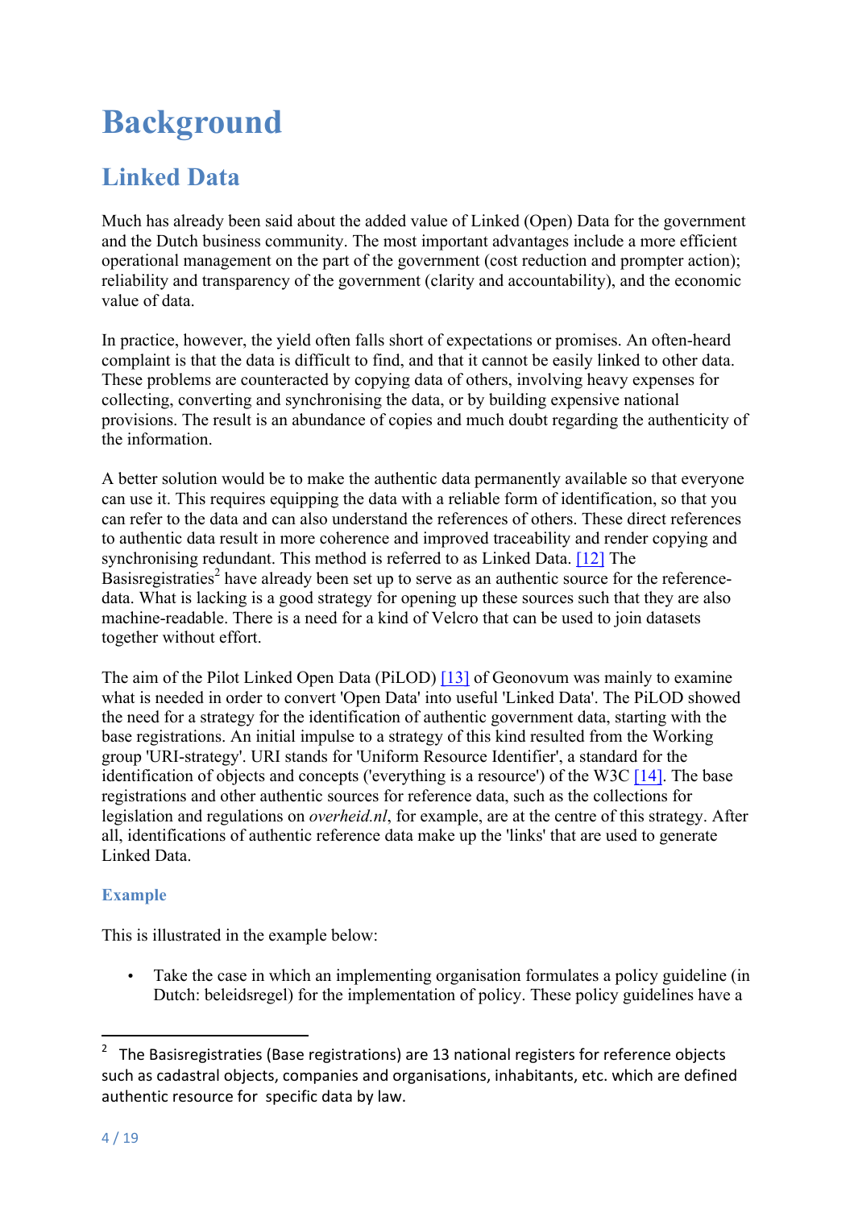# Background

## Linked Data

Much has already been said about the added value of Linked (Open) Data for the government and the Dutch business community. The most important advantages include a more efficient operational management on the part of the government (cost reduction and prompter action); reliability and transparency of the government (clarity and accountability), and the economic value of data.

In practice, however, the yield often falls short of expectations or promises. An often-heard complaint is that the data is difficult to find, and that it cannot be easily linked to other data. These problems are counteracted by copying data of others, involving heavy expenses for collecting, converting and synchronising the data, or by building expensive national provisions. The result is an abundance of copies and much doubt regarding the authenticity of the information.

A better solution would be to make the authentic data permanently available so that everyone can use it. This requires equipping the data with a reliable form of identification, so that you can refer to the data and can also understand the references of others. These direct references to authentic data result in more coherence and improved traceability and render copying and synchronising redundant. This method is referred to as Linked Data. [12] The Basisregistraties[2] have already been set up to serve as an authentic source for the reference-data. What is lacking is a good strategy for opening up these sources such that they are also machine-readable. There is a need for a kind of Velcro that can be used to join datasets together without effort.

The aim of the Pilot Linked Open Data (PiLOD) [13] of Geonovum was mainly to examine what is needed in order to convert 'Open Data' into useful 'Linked Data'. The PiLOD showed the need for a strategy for the identification of authentic government data, starting with the base registrations. An initial impulse to a strategy of this kind resulted from the Working group 'URI-strategy'. URI stands for 'Uniform Resource Identifier', a standard for the identification of objects and concepts ('everything is a resource') of the W3C [14]. The base registrations and other authentic sources for reference data, such as the collections for legislation and regulations on *overheid.nl*, for example, are at the centre of this strategy. After all, identifications of authentic reference data make up the 'links' that are used to generate Linked Data.

### Example

This is illustrated in the example below:

- Take the case in which an implementing organisation formulates a policy guideline (in Dutch: beleidsregel) for the implementation of policy. These policy guidelines have a

---

[2] The Basisregistraties (Base registrations) are 13 national registers for reference objects such as cadastral objects, companies and organisations, inhabitants, etc. which are defined authentic resource for specific data by law.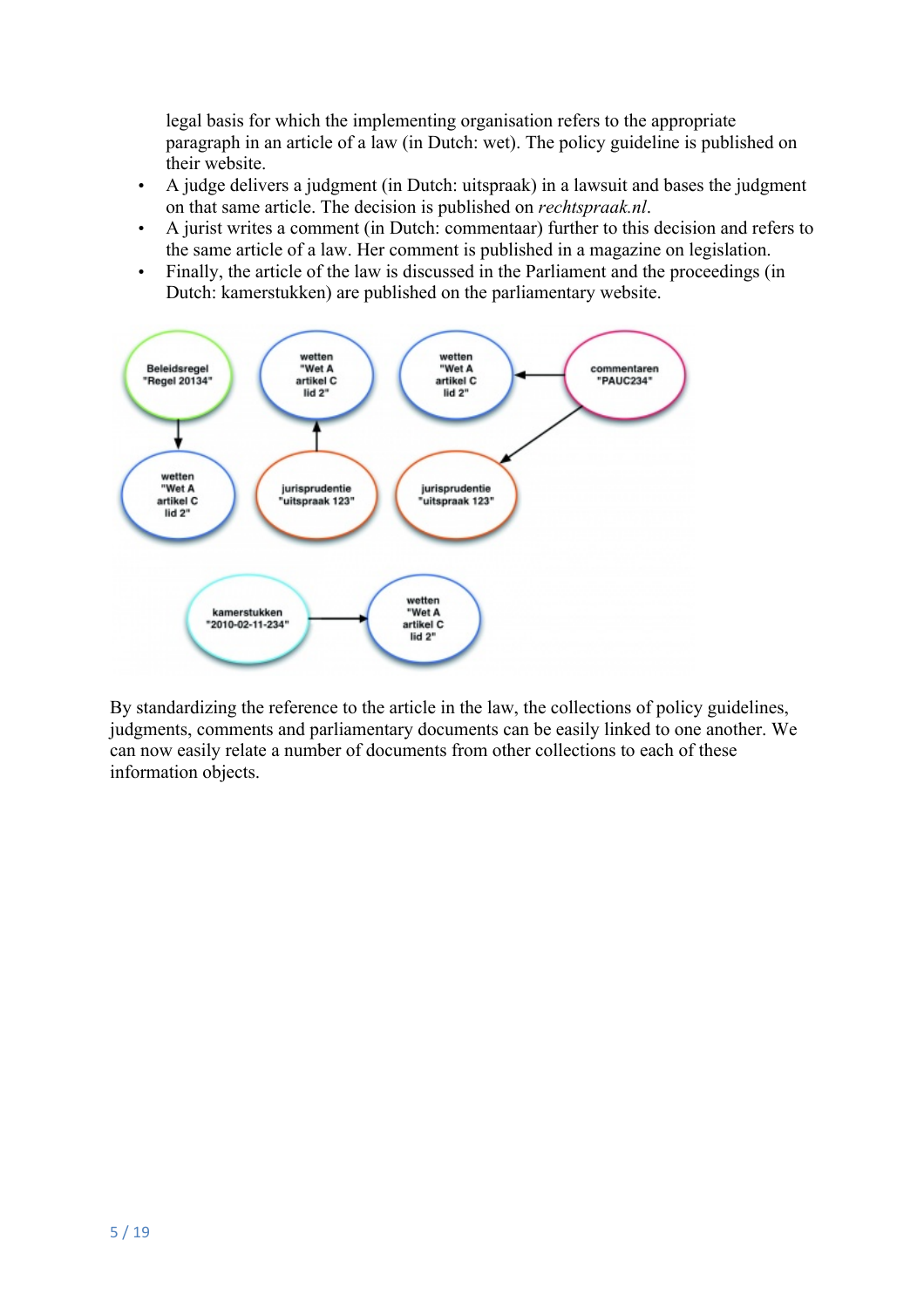legal basis for which the implementing organisation refers to the appropriate paragraph in an article of a law (in Dutch: wet). The policy guideline is published on their website.

- A judge delivers a judgment (in Dutch: uitspraak) in a lawsuit and bases the judgment on that same article. The decision is published on *rechtspraak.nl*.
- A jurist writes a comment (in Dutch: commentaar) further to this decision and refers to the same article of a law. Her comment is published in a magazine on legislation.
- Finally, the article of the law is discussed in the Parliament and the proceedings (in Dutch: kamerstukken) are published on the parliamentary website.

By standardizing the reference to the article in the law, the collections of policy guidelines, judgments, comments and parliamentary documents can be easily linked to one another. We can now easily relate a number of documents from other collections to each of these information objects.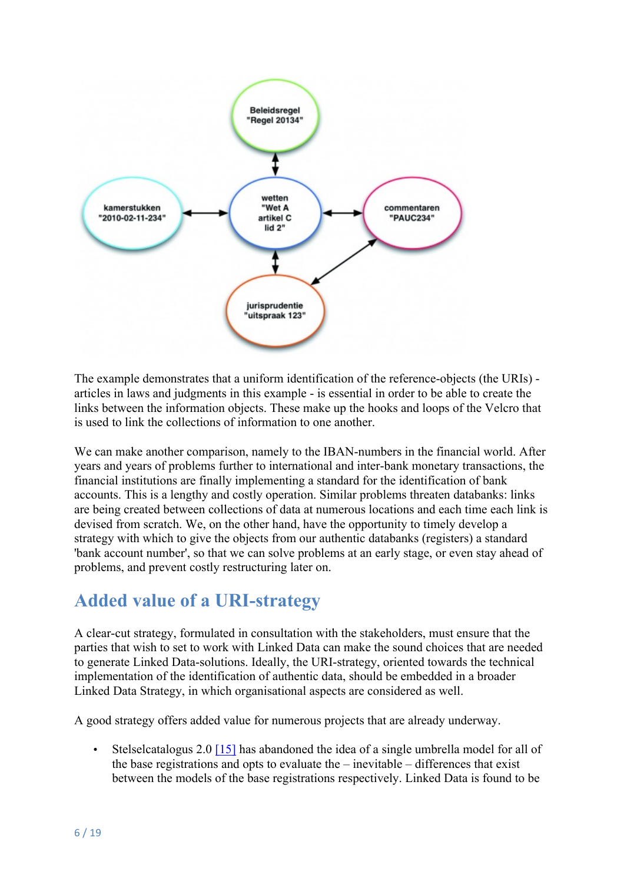The example demonstrates that a uniform identification of the reference-objects (the URIs) - articles in laws and judgments in this example - is essential in order to be able to create the links between the information objects. These make up the hooks and loops of the Velcro that is used to link the collections of information to one another.

We can make another comparison, namely to the IBAN-numbers in the financial world. After years and years of problems further to international and inter-bank monetary transactions, the financial institutions are finally implementing a standard for the identification of bank accounts. This is a lengthy and costly operation. Similar problems threaten databanks: links are being created between collections of data at numerous locations and each time each link is devised from scratch. We, on the other hand, have the opportunity to timely develop a strategy with which to give the objects from our authentic databanks (registers) a standard 'bank account number', so that we can solve problems at an early stage, or even stay ahead of problems, and prevent costly restructuring later on.

## Added value of a URI-strategy

A clear-cut strategy, formulated in consultation with the stakeholders, must ensure that the parties that wish to set to work with Linked Data can make the sound choices that are needed to generate Linked Data-solutions. Ideally, the URI-strategy, oriented towards the technical implementation of the identification of authentic data, should be embedded in a broader Linked Data Strategy, in which organisational aspects are considered as well.

A good strategy offers added value for numerous projects that are already underway.

- Stelselcatalogus 2.0 [15] has abandoned the idea of a single umbrella model for all of the base registrations and opts to evaluate the – inevitable – differences that exist between the models of the base registrations respectively. Linked Data is found to be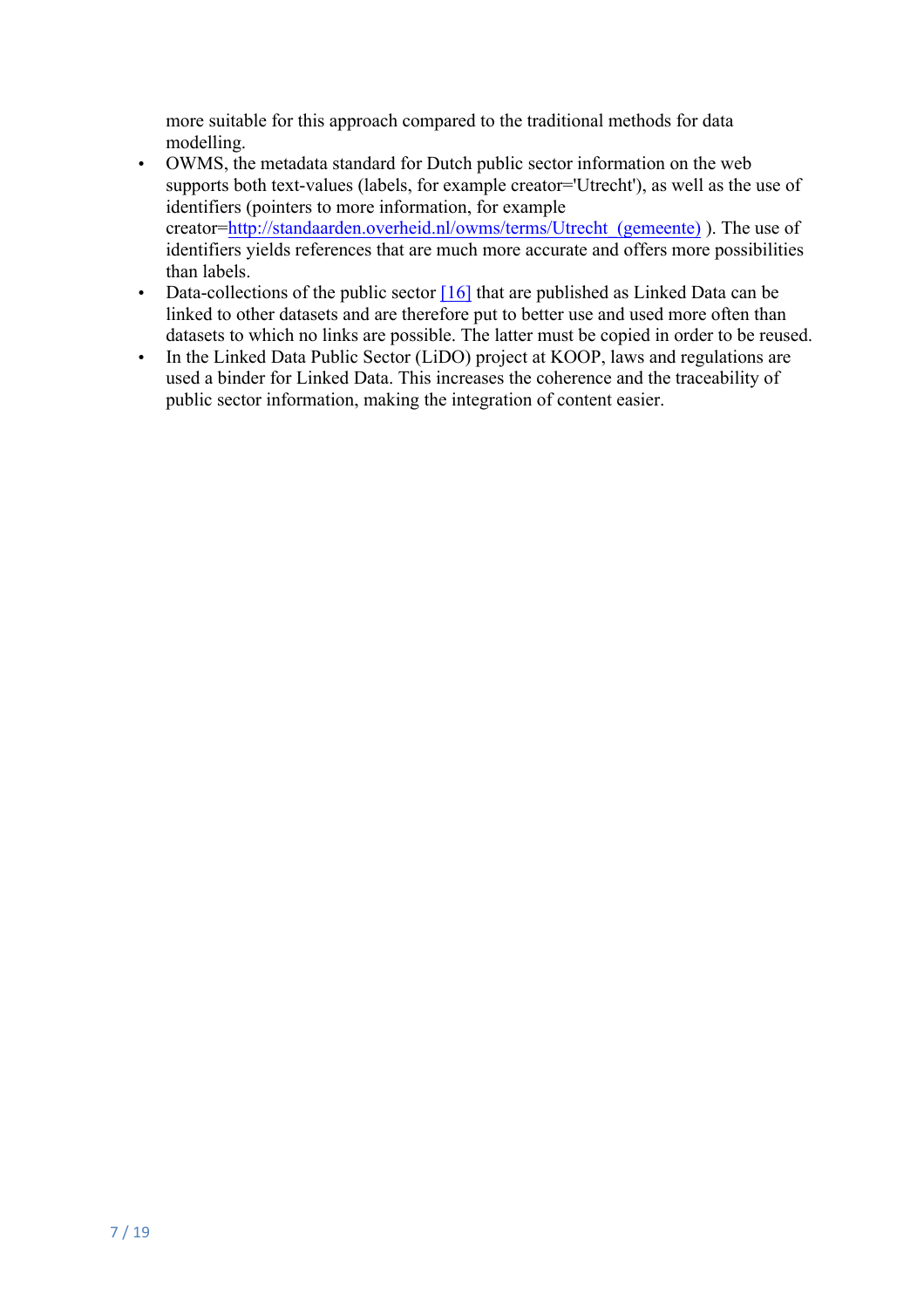more suitable for this approach compared to the traditional methods for data modelling.

- OWMS, the metadata standard for Dutch public sector information on the web supports both text-values (labels, for example creator='Utrecht'), as well as the use of identifiers (pointers to more information, for example creator=http://standaarden.overheid.nl/owms/terms/Utrecht_(gemeente) ). The use of identifiers yields references that are much more accurate and offers more possibilities than labels.
- Data-collections of the public sector [16] that are published as Linked Data can be linked to other datasets and are therefore put to better use and used more often than datasets to which no links are possible. The latter must be copied in order to be reused.
- In the Linked Data Public Sector (LiDO) project at KOOP, laws and regulations are used a binder for Linked Data. This increases the coherence and the traceability of public sector information, making the integration of content easier.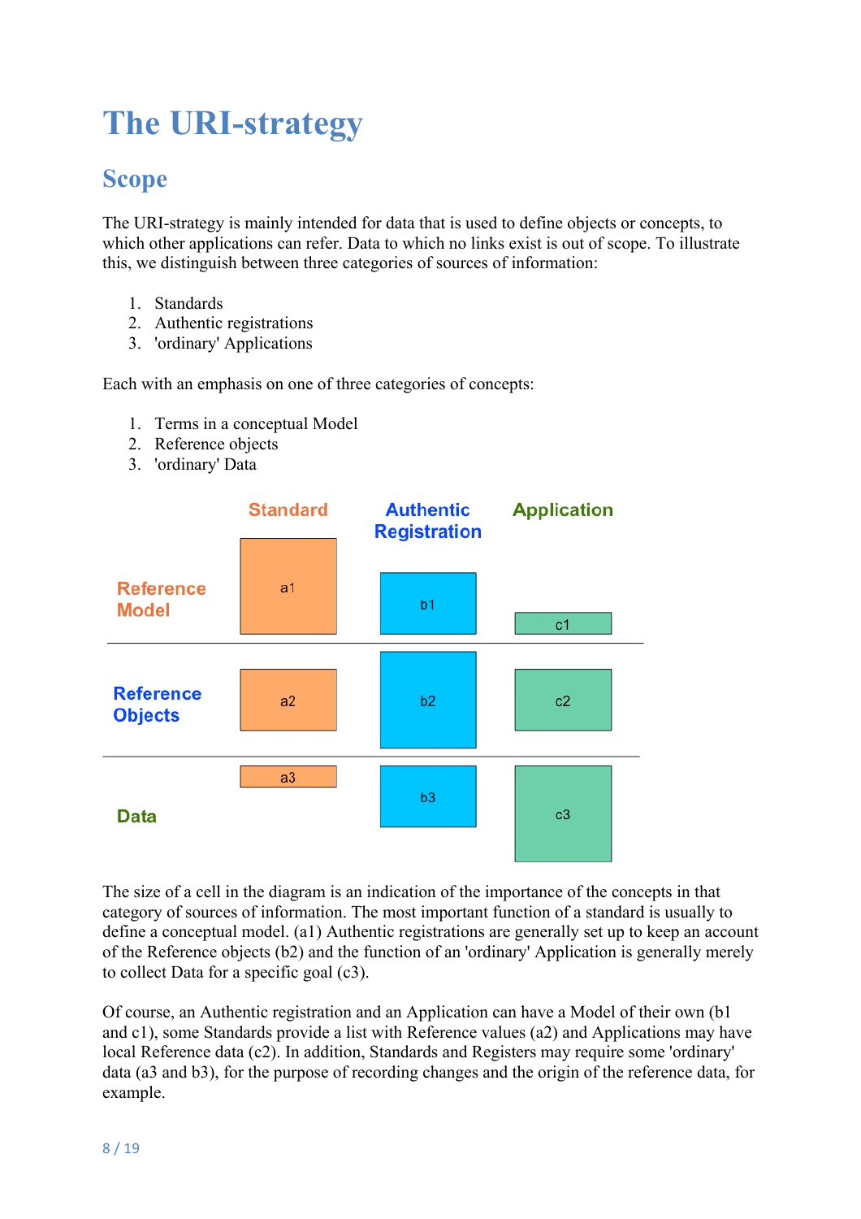# The URI-strategy

## Scope

The URI-strategy is mainly intended for data that is used to define objects or concepts, to which other applications can refer. Data to which no links exist is out of scope. To illustrate this, we distinguish between three categories of sources of information:

1. Standards
2. Authentic registrations
3. 'ordinary' Applications

Each with an emphasis on one of three categories of concepts:

1. Terms in a conceptual Model
2. Reference objects
3. 'ordinary' Data

| | Standard | Authentic Registration | Application |
|---|---|---|---|
| Reference Model | a1 | b1 | c1 |
| Reference Objects | a2 | b2 | c2 |
| Data | a3 | b3 | c3 |

The size of a cell in the diagram is an indication of the importance of the concepts in that category of sources of information. The most important function of a standard is usually to define a conceptual model. (a1) Authentic registrations are generally set up to keep an account of the Reference objects (b2) and the function of an 'ordinary' Application is generally merely to collect Data for a specific goal (c3).

Of course, an Authentic registration and an Application can have a Model of their own (b1 and c1), some Standards provide a list with Reference values (a2) and Applications may have local Reference data (c2). In addition, Standards and Registers may require some 'ordinary' data (a3 and b3), for the purpose of recording changes and the origin of the reference data, for example.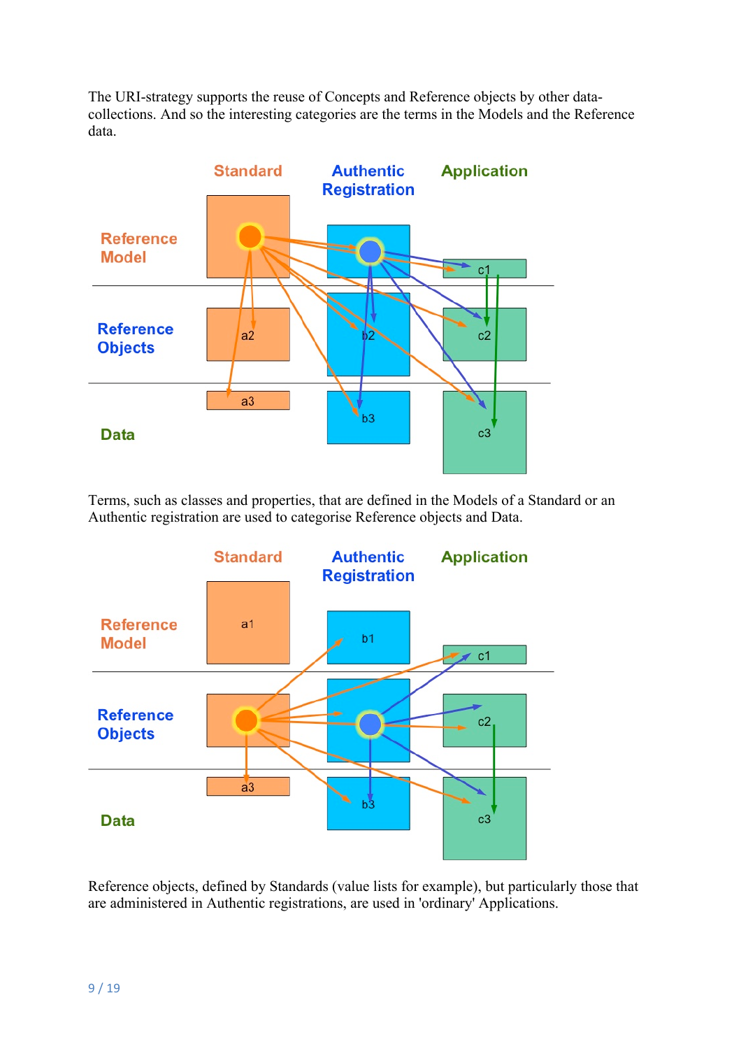The URI-strategy supports the reuse of Concepts and Reference objects by other data-collections. And so the interesting categories are the terms in the Models and the Reference data.

Terms, such as classes and properties, that are defined in the Models of a Standard or an Authentic registration are used to categorise Reference objects and Data.

Reference objects, defined by Standards (value lists for example), but particularly those that are administered in Authentic registrations, are used in 'ordinary' Applications.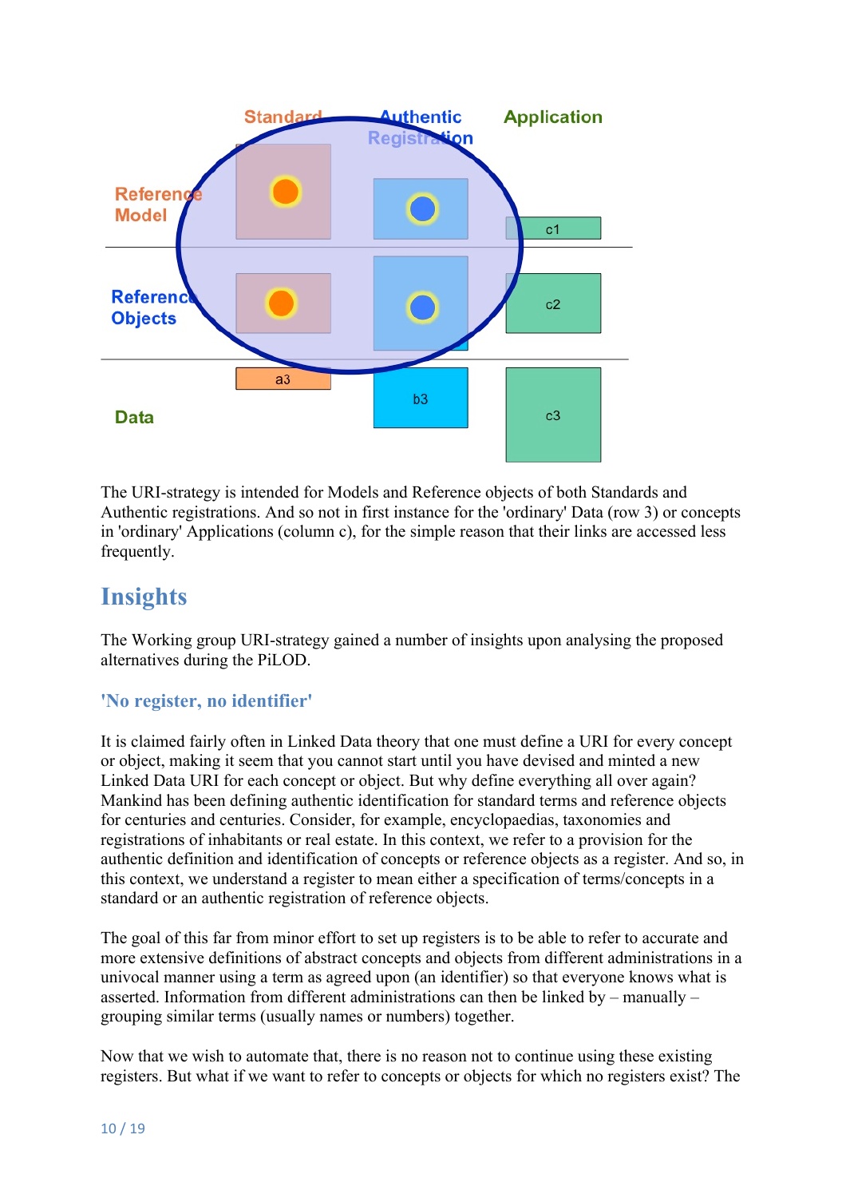The URI-strategy is intended for Models and Reference objects of both Standards and Authentic registrations. And so not in first instance for the 'ordinary' Data (row 3) or concepts in 'ordinary' Applications (column c), for the simple reason that their links are accessed less frequently.

# Insights

The Working group URI-strategy gained a number of insights upon analysing the proposed alternatives during the PiLOD.

## 'No register, no identifier'

It is claimed fairly often in Linked Data theory that one must define a URI for every concept or object, making it seem that you cannot start until you have devised and minted a new Linked Data URI for each concept or object. But why define everything all over again? Mankind has been defining authentic identification for standard terms and reference objects for centuries and centuries. Consider, for example, encyclopaedias, taxonomies and registrations of inhabitants or real estate. In this context, we refer to a provision for the authentic definition and identification of concepts or reference objects as a register. And so, in this context, we understand a register to mean either a specification of terms/concepts in a standard or an authentic registration of reference objects.

The goal of this far from minor effort to set up registers is to be able to refer to accurate and more extensive definitions of abstract concepts and objects from different administrations in a univocal manner using a term as agreed upon (an identifier) so that everyone knows what is asserted. Information from different administrations can then be linked by – manually – grouping similar terms (usually names or numbers) together.

Now that we wish to automate that, there is no reason not to continue using these existing registers. But what if we want to refer to concepts or objects for which no registers exist? The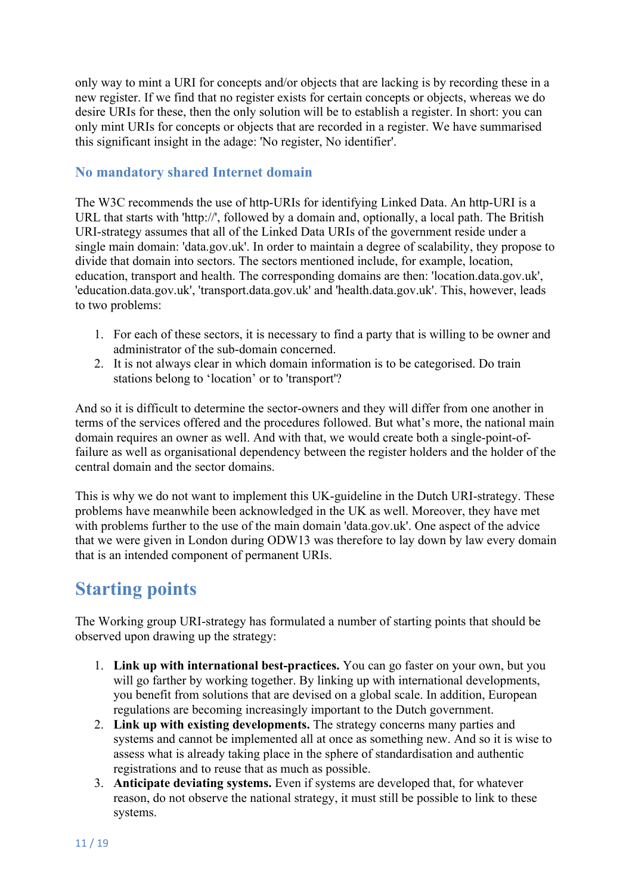only way to mint a URI for concepts and/or objects that are lacking is by recording these in a new register. If we find that no register exists for certain concepts or objects, whereas we do desire URIs for these, then the only solution will be to establish a register. In short: you can only mint URIs for concepts or objects that are recorded in a register. We have summarised this significant insight in the adage: 'No register, No identifier'.

### No mandatory shared Internet domain

The W3C recommends the use of http-URIs for identifying Linked Data. An http-URI is a URL that starts with 'http://', followed by a domain and, optionally, a local path. The British URI-strategy assumes that all of the Linked Data URIs of the government reside under a single main domain: 'data.gov.uk'. In order to maintain a degree of scalability, they propose to divide that domain into sectors. The sectors mentioned include, for example, location, education, transport and health. The corresponding domains are then: 'location.data.gov.uk', 'education.data.gov.uk', 'transport.data.gov.uk' and 'health.data.gov.uk'. This, however, leads to two problems:

1. For each of these sectors, it is necessary to find a party that is willing to be owner and administrator of the sub-domain concerned.
2. It is not always clear in which domain information is to be categorised. Do train stations belong to 'location' or to 'transport'?

And so it is difficult to determine the sector-owners and they will differ from one another in terms of the services offered and the procedures followed. But what's more, the national main domain requires an owner as well. And with that, we would create both a single-point-of-failure as well as organisational dependency between the register holders and the holder of the central domain and the sector domains.

This is why we do not want to implement this UK-guideline in the Dutch URI-strategy. These problems have meanwhile been acknowledged in the UK as well. Moreover, they have met with problems further to the use of the main domain 'data.gov.uk'. One aspect of the advice that we were given in London during ODW13 was therefore to lay down by law every domain that is an intended component of permanent URIs.

## Starting points

The Working group URI-strategy has formulated a number of starting points that should be observed upon drawing up the strategy:

1. **Link up with international best-practices.** You can go faster on your own, but you will go farther by working together. By linking up with international developments, you benefit from solutions that are devised on a global scale. In addition, European regulations are becoming increasingly important to the Dutch government.
2. **Link up with existing developments.** The strategy concerns many parties and systems and cannot be implemented all at once as something new. And so it is wise to assess what is already taking place in the sphere of standardisation and authentic registrations and to reuse that as much as possible.
3. **Anticipate deviating systems.** Even if systems are developed that, for whatever reason, do not observe the national strategy, it must still be possible to link to these systems.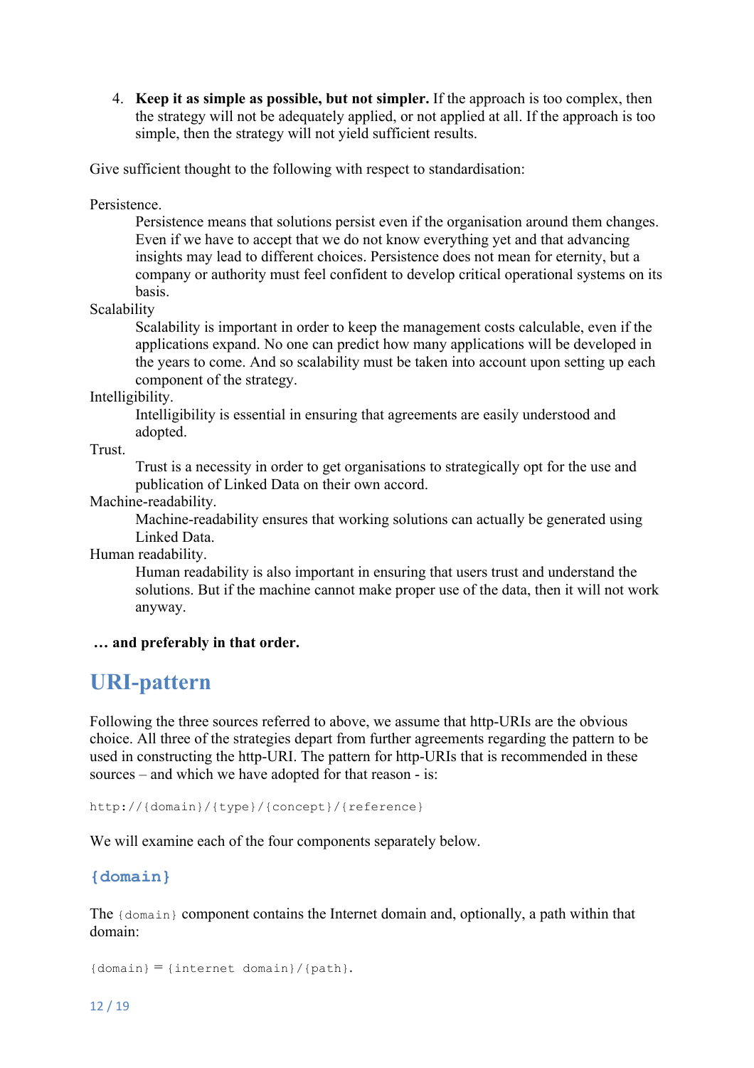4. **Keep it as simple as possible, but not simpler.** If the approach is too complex, then the strategy will not be adequately applied, or not applied at all. If the approach is too simple, then the strategy will not yield sufficient results.

Give sufficient thought to the following with respect to standardisation:

Persistence.
: Persistence means that solutions persist even if the organisation around them changes. Even if we have to accept that we do not know everything yet and that advancing insights may lead to different choices. Persistence does not mean for eternity, but a company or authority must feel confident to develop critical operational systems on its basis.

Scalability
: Scalability is important in order to keep the management costs calculable, even if the applications expand. No one can predict how many applications will be developed in the years to come. And so scalability must be taken into account upon setting up each component of the strategy.

Intelligibility.
: Intelligibility is essential in ensuring that agreements are easily understood and adopted.

Trust.
: Trust is a necessity in order to get organisations to strategically opt for the use and publication of Linked Data on their own accord.

Machine-readability.
: Machine-readability ensures that working solutions can actually be generated using Linked Data.

Human readability.
: Human readability is also important in ensuring that users trust and understand the solutions. But if the machine cannot make proper use of the data, then it will not work anyway.

**… and preferably in that order.**

# URI-pattern

Following the three sources referred to above, we assume that http-URIs are the obvious choice. All three of the strategies depart from further agreements regarding the pattern to be used in constructing the http-URI. The pattern for http-URIs that is recommended in these sources – and which we have adopted for that reason - is:

```
http://{domain}/{type}/{concept}/{reference}
```

We will examine each of the four components separately below.

## {domain}

The `{domain}` component contains the Internet domain and, optionally, a path within that domain:

```
{domain} = {internet domain}/{path}.
```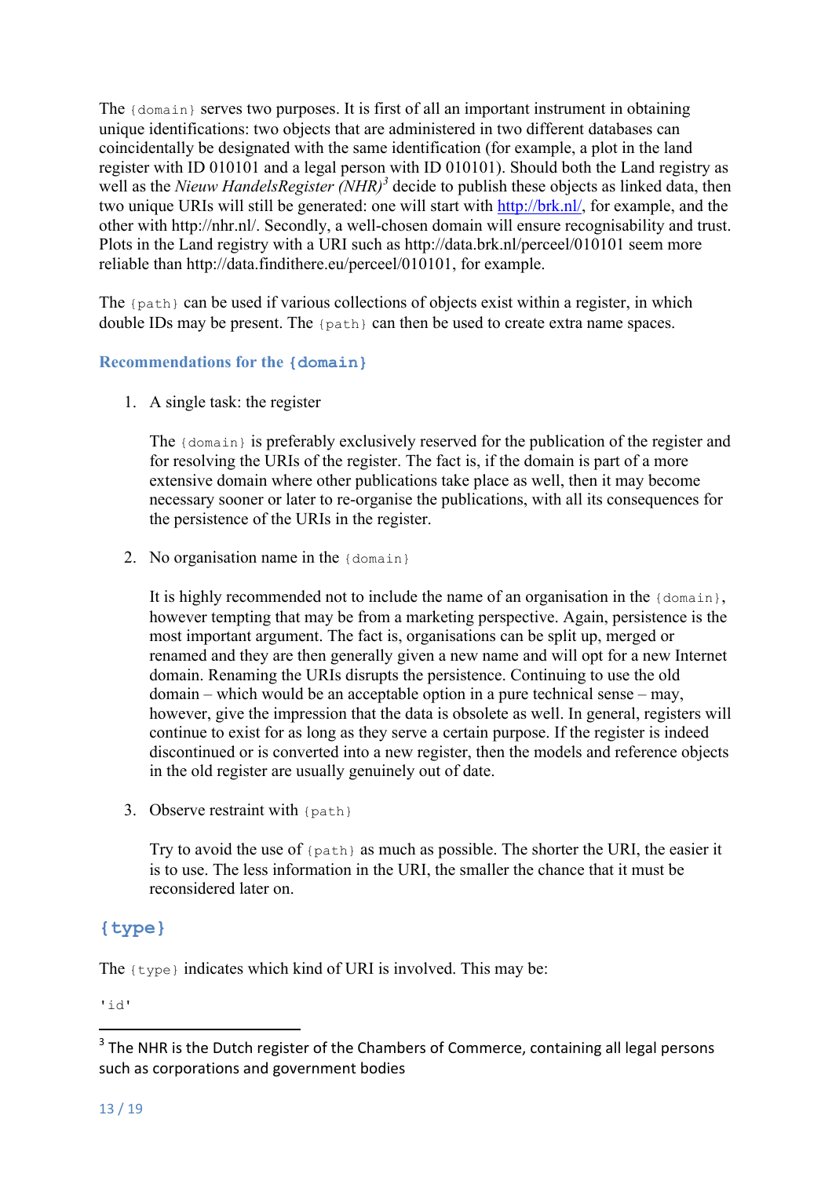The `{domain}` serves two purposes. It is first of all an important instrument in obtaining unique identifications: two objects that are administered in two different databases can coincidentally be designated with the same identification (for example, a plot in the land register with ID 010101 and a legal person with ID 010101). Should both the Land registry as well as the *Nieuw HandelsRegister (NHR)*[3] decide to publish these objects as linked data, then two unique URIs will still be generated: one will start with http://brk.nl/, for example, and the other with http://nhr.nl/. Secondly, a well-chosen domain will ensure recognisability and trust. Plots in the Land registry with a URI such as http://data.brk.nl/perceel/010101 seem more reliable than http://data.findithere.eu/perceel/010101, for example.

The `{path}` can be used if various collections of objects exist within a register, in which double IDs may be present. The `{path}` can then be used to create extra name spaces.

### Recommendations for the `{domain}`

1. A single task: the register

   The `{domain}` is preferably exclusively reserved for the publication of the register and for resolving the URIs of the register. The fact is, if the domain is part of a more extensive domain where other publications take place as well, then it may become necessary sooner or later to re-organise the publications, with all its consequences for the persistence of the URIs in the register.

2. No organisation name in the `{domain}`

   It is highly recommended not to include the name of an organisation in the `{domain}`, however tempting that may be from a marketing perspective. Again, persistence is the most important argument. The fact is, organisations can be split up, merged or renamed and they are then generally given a new name and will opt for a new Internet domain. Renaming the URIs disrupts the persistence. Continuing to use the old domain – which would be an acceptable option in a pure technical sense – may, however, give the impression that the data is obsolete as well. In general, registers will continue to exist for as long as they serve a certain purpose. If the register is indeed discontinued or is converted into a new register, then the models and reference objects in the old register are usually genuinely out of date.

3. Observe restraint with `{path}`

   Try to avoid the use of `{path}` as much as possible. The shorter the URI, the easier it is to use. The less information in the URI, the smaller the chance that it must be reconsidered later on.

## `{type}`

The `{type}` indicates which kind of URI is involved. This may be:

`'id'`

---

[3] The NHR is the Dutch register of the Chambers of Commerce, containing all legal persons such as corporations and government bodies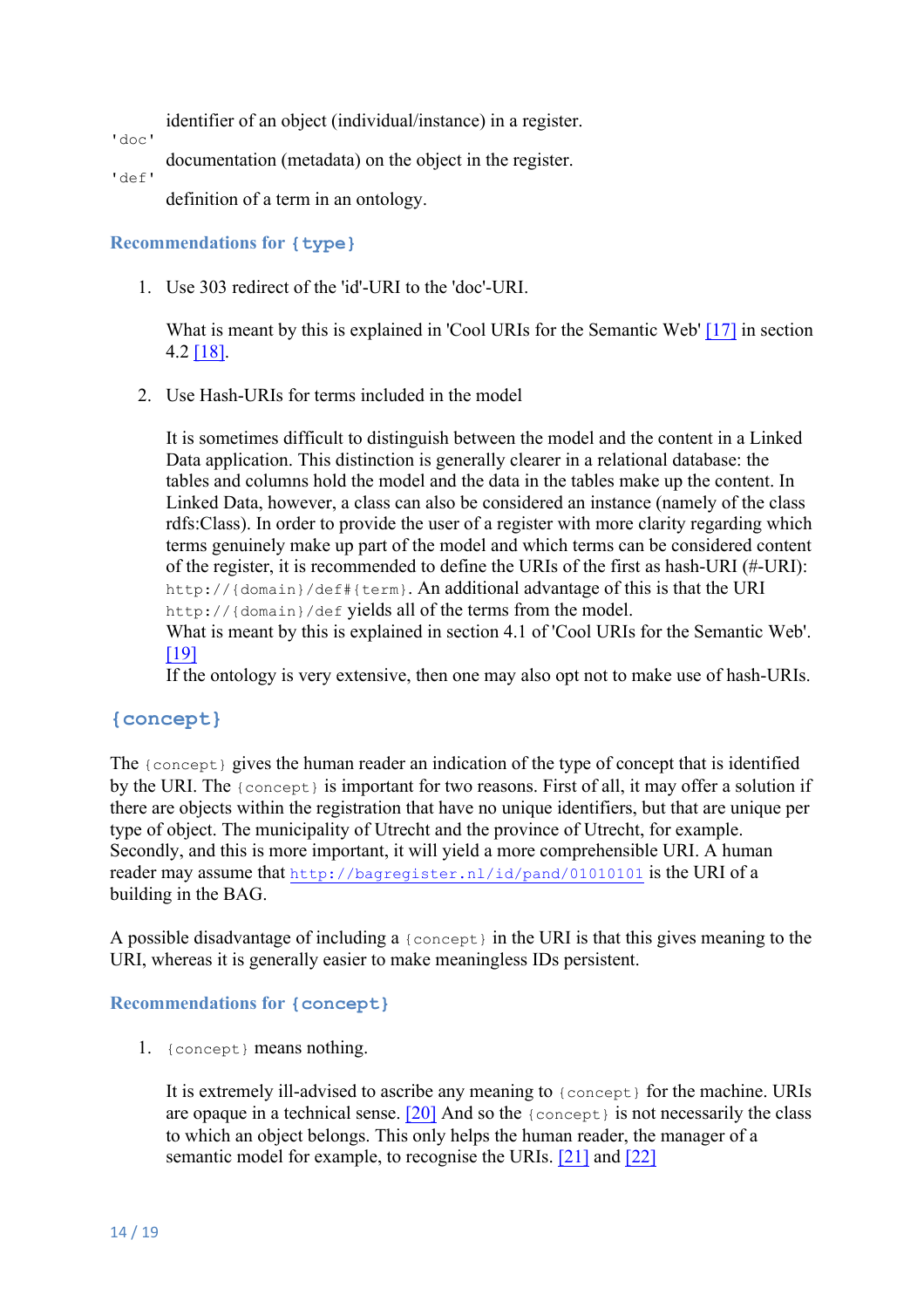identifier of an object (individual/instance) in a register.

`'doc'`

documentation (metadata) on the object in the register.

`'def'`

definition of a term in an ontology.

### Recommendations for `{type}`

1. Use 303 redirect of the 'id'-URI to the 'doc'-URI.

   What is meant by this is explained in 'Cool URIs for the Semantic Web' [17] in section 4.2 [18].

2. Use Hash-URIs for terms included in the model

   It is sometimes difficult to distinguish between the model and the content in a Linked Data application. This distinction is generally clearer in a relational database: the tables and columns hold the model and the data in the tables make up the content. In Linked Data, however, a class can also be considered an instance (namely of the class rdfs:Class). In order to provide the user of a register with more clarity regarding which terms genuinely make up part of the model and which terms can be considered content of the register, it is recommended to define the URIs of the first as hash-URI (#-URI): `http://{domain}/def#{term}`. An additional advantage of this is that the URI `http://{domain}/def` yields all of the terms from the model.
   What is meant by this is explained in section 4.1 of 'Cool URIs for the Semantic Web'. [19]
   If the ontology is very extensive, then one may also opt not to make use of hash-URIs.

## `{concept}`

The `{concept}` gives the human reader an indication of the type of concept that is identified by the URI. The `{concept}` is important for two reasons. First of all, it may offer a solution if there are objects within the registration that have no unique identifiers, but that are unique per type of object. The municipality of Utrecht and the province of Utrecht, for example. Secondly, and this is more important, it will yield a more comprehensible URI. A human reader may assume that `http://bagregister.nl/id/pand/01010101` is the URI of a building in the BAG.

A possible disadvantage of including a `{concept}` in the URI is that this gives meaning to the URI, whereas it is generally easier to make meaningless IDs persistent.

### Recommendations for `{concept}`

1. `{concept}` means nothing.

   It is extremely ill-advised to ascribe any meaning to `{concept}` for the machine. URIs are opaque in a technical sense. [20] And so the `{concept}` is not necessarily the class to which an object belongs. This only helps the human reader, the manager of a semantic model for example, to recognise the URIs. [21] and [22]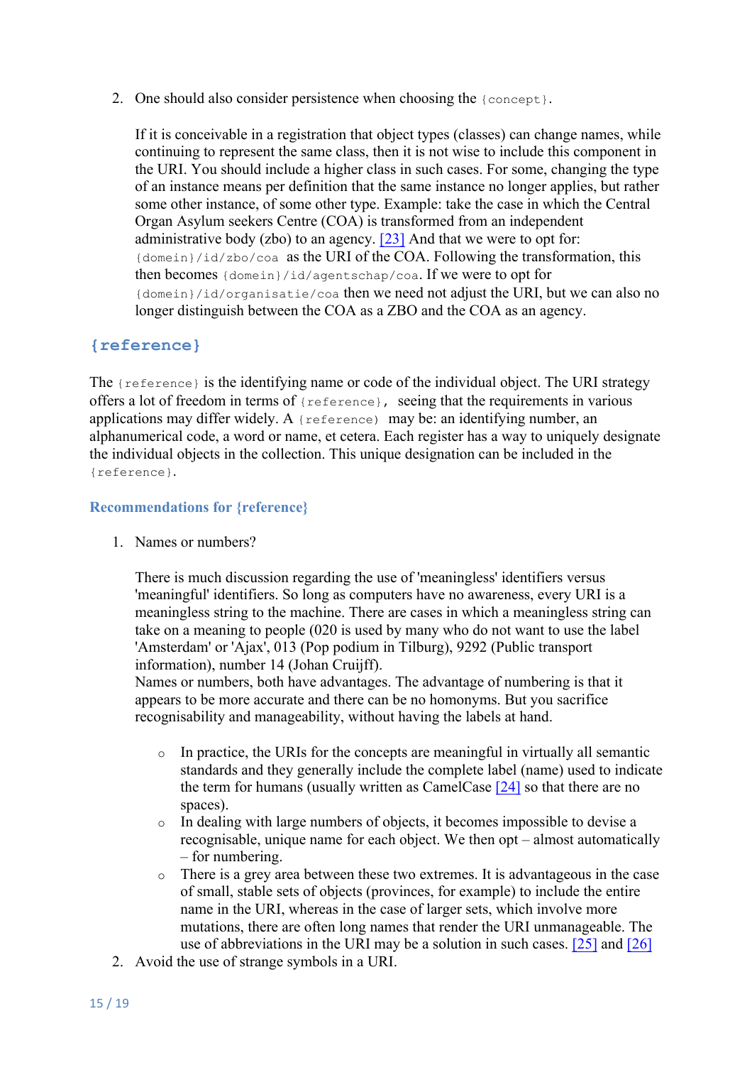2. One should also consider persistence when choosing the `{concept}`.

   If it is conceivable in a registration that object types (classes) can change names, while continuing to represent the same class, then it is not wise to include this component in the URI. You should include a higher class in such cases. For some, changing the type of an instance means per definition that the same instance no longer applies, but rather some other instance, of some other type. Example: take the case in which the Central Organ Asylum seekers Centre (COA) is transformed from an independent administrative body (zbo) to an agency. [23] And that we were to opt for: `{domein}/id/zbo/coa` as the URI of the COA. Following the transformation, this then becomes `{domein}/id/agentschap/coa`. If we were to opt for `{domein}/id/organisatie/coa` then we need not adjust the URI, but we can also no longer distinguish between the COA as a ZBO and the COA as an agency.

## {reference}

The `{reference}` is the identifying name or code of the individual object. The URI strategy offers a lot of freedom in terms of `{reference}`, seeing that the requirements in various applications may differ widely. A `{reference}` may be: an identifying number, an alphanumerical code, a word or name, et cetera. Each register has a way to uniquely designate the individual objects in the collection. This unique designation can be included in the `{reference}`.

### Recommendations for {reference}

1. Names or numbers?

   There is much discussion regarding the use of 'meaningless' identifiers versus 'meaningful' identifiers. So long as computers have no awareness, every URI is a meaningless string to the machine. There are cases in which a meaningless string can take on a meaning to people (020 is used by many who do not want to use the label 'Amsterdam' or 'Ajax', 013 (Pop podium in Tilburg), 9292 (Public transport information), number 14 (Johan Cruijff).
   Names or numbers, both have advantages. The advantage of numbering is that it appears to be more accurate and there can be no homonyms. But you sacrifice recognisability and manageability, without having the labels at hand.

   - In practice, the URIs for the concepts are meaningful in virtually all semantic standards and they generally include the complete label (name) used to indicate the term for humans (usually written as CamelCase [24] so that there are no spaces).
   - In dealing with large numbers of objects, it becomes impossible to devise a recognisable, unique name for each object. We then opt – almost automatically – for numbering.
   - There is a grey area between these two extremes. It is advantageous in the case of small, stable sets of objects (provinces, for example) to include the entire name in the URI, whereas in the case of larger sets, which involve more mutations, there are often long names that render the URI unmanageable. The use of abbreviations in the URI may be a solution in such cases. [25] and [26]

2. Avoid the use of strange symbols in a URI.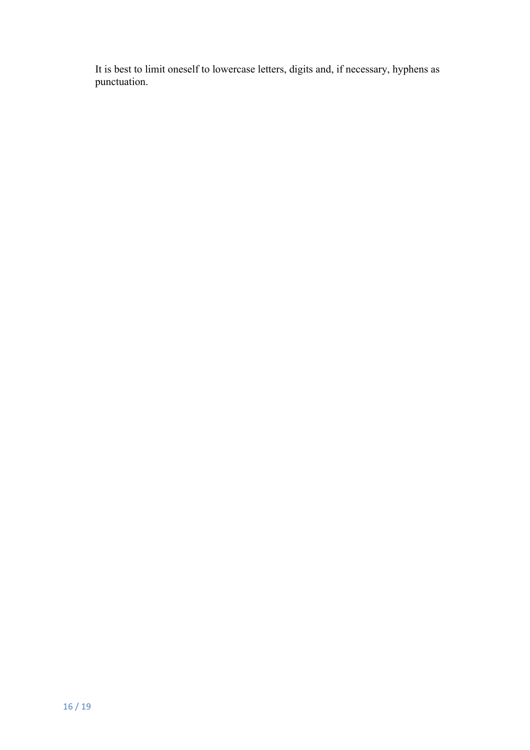It is best to limit oneself to lowercase letters, digits and, if necessary, hyphens as punctuation.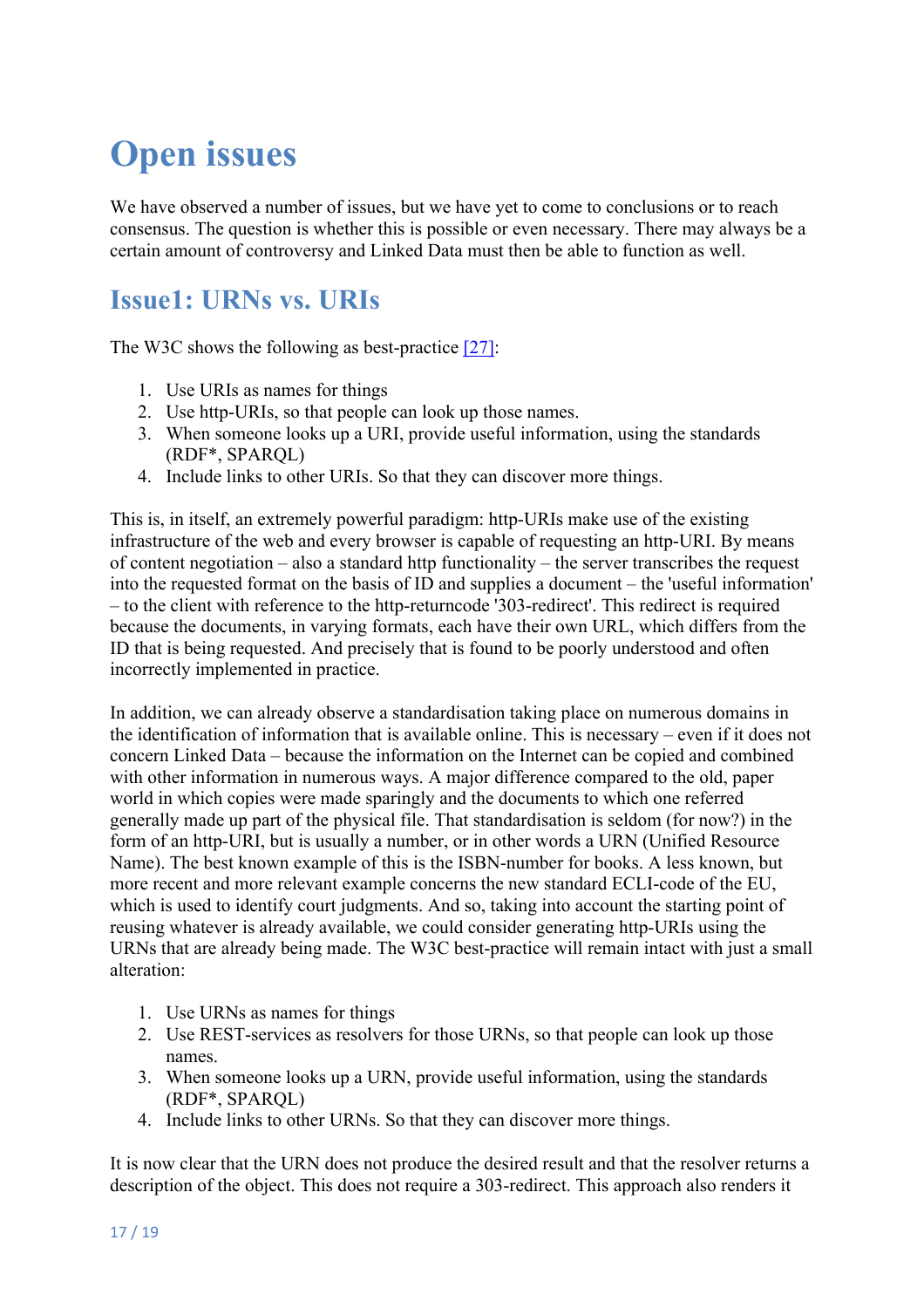# Open issues

We have observed a number of issues, but we have yet to come to conclusions or to reach consensus. The question is whether this is possible or even necessary. There may always be a certain amount of controversy and Linked Data must then be able to function as well.

## Issue1: URNs vs. URIs

The W3C shows the following as best-practice [27]:

1. Use URIs as names for things
2. Use http-URIs, so that people can look up those names.
3. When someone looks up a URI, provide useful information, using the standards (RDF*, SPARQL)
4. Include links to other URIs. So that they can discover more things.

This is, in itself, an extremely powerful paradigm: http-URIs make use of the existing infrastructure of the web and every browser is capable of requesting an http-URI. By means of content negotiation – also a standard http functionality – the server transcribes the request into the requested format on the basis of ID and supplies a document – the 'useful information' – to the client with reference to the http-returncode '303-redirect'. This redirect is required because the documents, in varying formats, each have their own URL, which differs from the ID that is being requested. And precisely that is found to be poorly understood and often incorrectly implemented in practice.

In addition, we can already observe a standardisation taking place on numerous domains in the identification of information that is available online. This is necessary – even if it does not concern Linked Data – because the information on the Internet can be copied and combined with other information in numerous ways. A major difference compared to the old, paper world in which copies were made sparingly and the documents to which one referred generally made up part of the physical file. That standardisation is seldom (for now?) in the form of an http-URI, but is usually a number, or in other words a URN (Unified Resource Name). The best known example of this is the ISBN-number for books. A less known, but more recent and more relevant example concerns the new standard ECLI-code of the EU, which is used to identify court judgments. And so, taking into account the starting point of reusing whatever is already available, we could consider generating http-URIs using the URNs that are already being made. The W3C best-practice will remain intact with just a small alteration:

1. Use URNs as names for things
2. Use REST-services as resolvers for those URNs, so that people can look up those names.
3. When someone looks up a URN, provide useful information, using the standards (RDF*, SPARQL)
4. Include links to other URNs. So that they can discover more things.

It is now clear that the URN does not produce the desired result and that the resolver returns a description of the object. This does not require a 303-redirect. This approach also renders it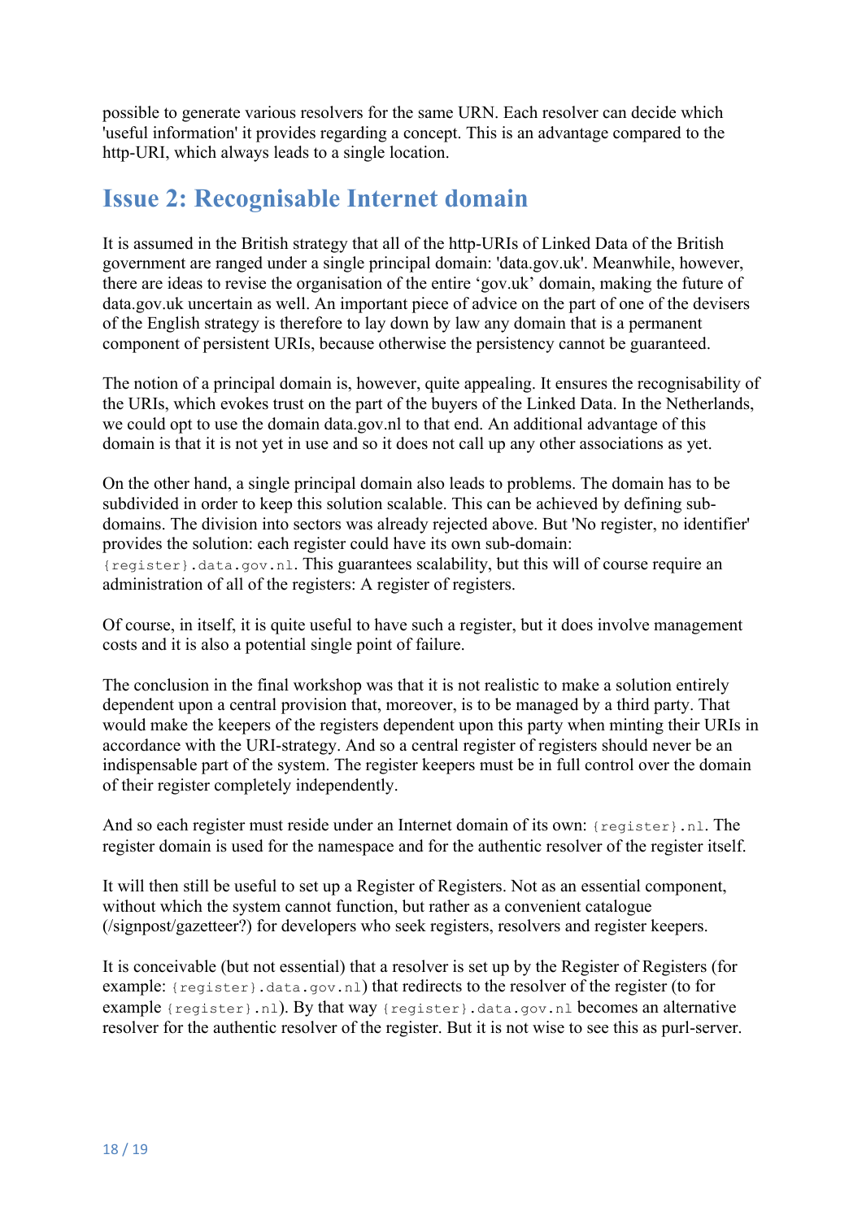possible to generate various resolvers for the same URN. Each resolver can decide which 'useful information' it provides regarding a concept. This is an advantage compared to the http-URI, which always leads to a single location.

## Issue 2: Recognisable Internet domain

It is assumed in the British strategy that all of the http-URIs of Linked Data of the British government are ranged under a single principal domain: 'data.gov.uk'. Meanwhile, however, there are ideas to revise the organisation of the entire 'gov.uk' domain, making the future of data.gov.uk uncertain as well. An important piece of advice on the part of one of the devisers of the English strategy is therefore to lay down by law any domain that is a permanent component of persistent URIs, because otherwise the persistency cannot be guaranteed.

The notion of a principal domain is, however, quite appealing. It ensures the recognisability of the URIs, which evokes trust on the part of the buyers of the Linked Data. In the Netherlands, we could opt to use the domain data.gov.nl to that end. An additional advantage of this domain is that it is not yet in use and so it does not call up any other associations as yet.

On the other hand, a single principal domain also leads to problems. The domain has to be subdivided in order to keep this solution scalable. This can be achieved by defining sub-domains. The division into sectors was already rejected above. But 'No register, no identifier' provides the solution: each register could have its own sub-domain: `{register}.data.gov.nl`. This guarantees scalability, but this will of course require an administration of all of the registers: A register of registers.

Of course, in itself, it is quite useful to have such a register, but it does involve management costs and it is also a potential single point of failure.

The conclusion in the final workshop was that it is not realistic to make a solution entirely dependent upon a central provision that, moreover, is to be managed by a third party. That would make the keepers of the registers dependent upon this party when minting their URIs in accordance with the URI-strategy. And so a central register of registers should never be an indispensable part of the system. The register keepers must be in full control over the domain of their register completely independently.

And so each register must reside under an Internet domain of its own: `{register}.nl`. The register domain is used for the namespace and for the authentic resolver of the register itself.

It will then still be useful to set up a Register of Registers. Not as an essential component, without which the system cannot function, but rather as a convenient catalogue (/signpost/gazetteer?) for developers who seek registers, resolvers and register keepers.

It is conceivable (but not essential) that a resolver is set up by the Register of Registers (for example: `{register}.data.gov.nl`) that redirects to the resolver of the register (to for example `{register}.nl`). By that way `{register}.data.gov.nl` becomes an alternative resolver for the authentic resolver of the register. But it is not wise to see this as purl-server.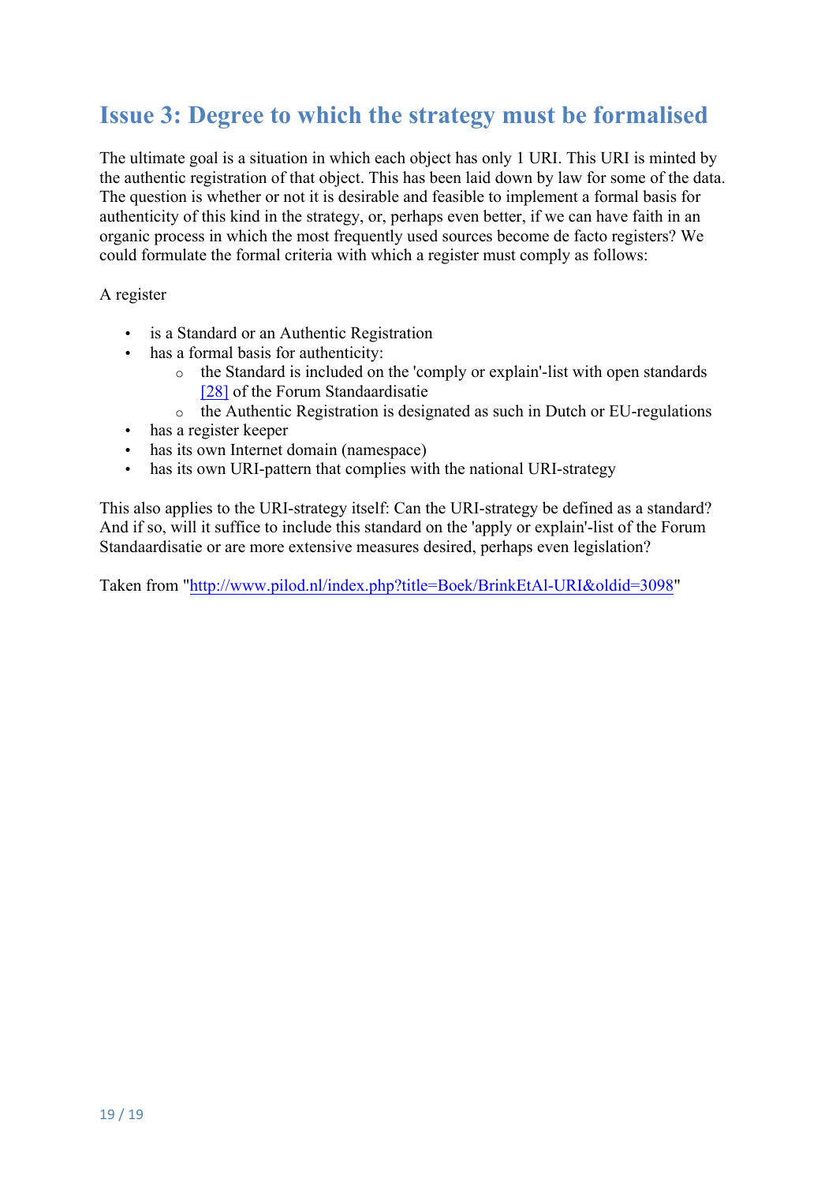## Issue 3: Degree to which the strategy must be formalised

The ultimate goal is a situation in which each object has only 1 URI. This URI is minted by the authentic registration of that object. This has been laid down by law for some of the data. The question is whether or not it is desirable and feasible to implement a formal basis for authenticity of this kind in the strategy, or, perhaps even better, if we can have faith in an organic process in which the most frequently used sources become de facto registers? We could formulate the formal criteria with which a register must comply as follows:

A register

- is a Standard or an Authentic Registration
- has a formal basis for authenticity:
  - the Standard is included on the 'comply or explain'-list with open standards [28] of the Forum Standaardisatie
  - the Authentic Registration is designated as such in Dutch or EU-regulations
- has a register keeper
- has its own Internet domain (namespace)
- has its own URI-pattern that complies with the national URI-strategy

This also applies to the URI-strategy itself: Can the URI-strategy be defined as a standard? And if so, will it suffice to include this standard on the 'apply or explain'-list of the Forum Standaardisatie or are more extensive measures desired, perhaps even legislation?

Taken from "http://www.pilod.nl/index.php?title=Boek/BrinkEtAl-URI&oldid=3098"